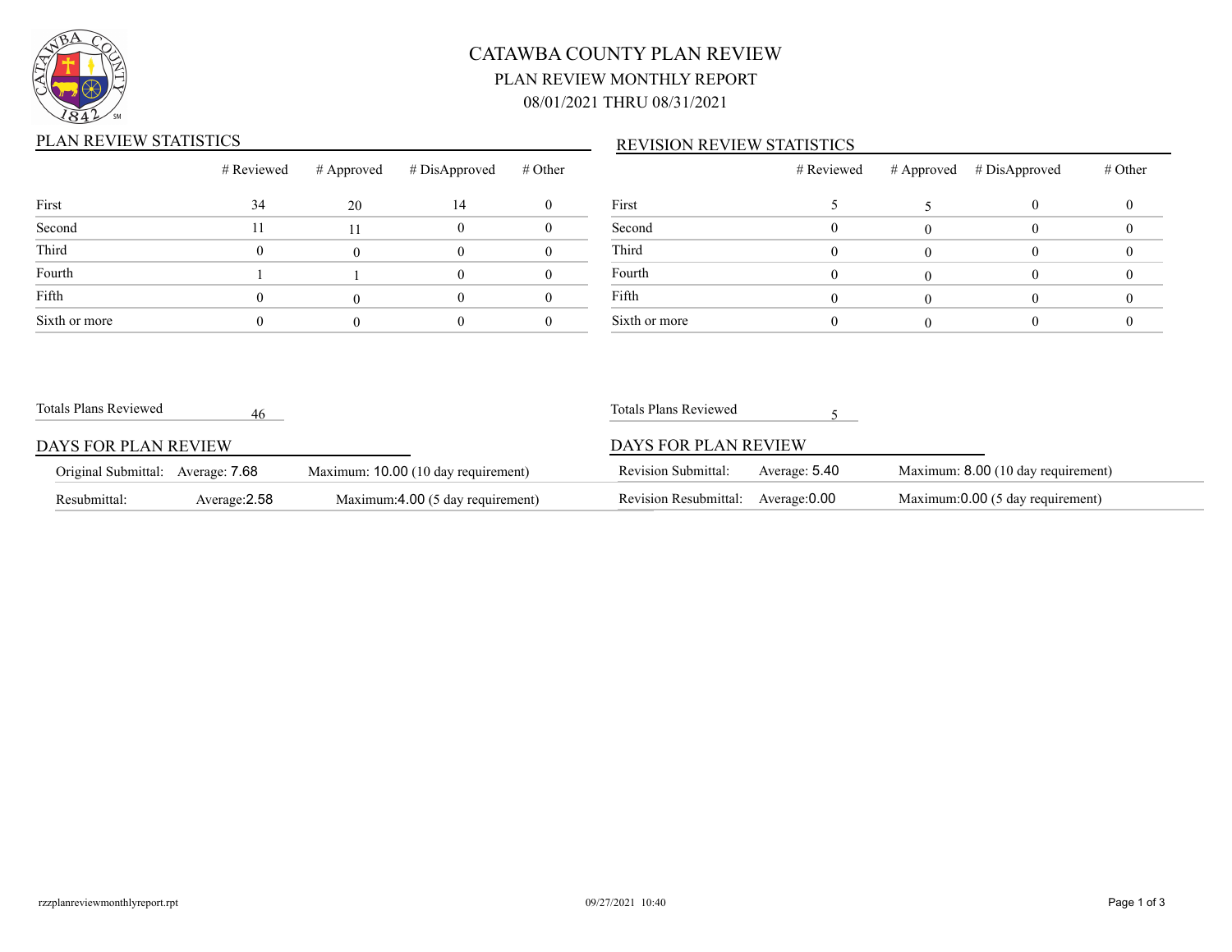# CATAWBA COUNTY PLAN REVIEW

## PLAN REVIEW MONTHLY REPORT

## 08/01/2021 THRU 08/31/2021

### PLAN REVIEW STATISTICS

| | # Reviewed | # Approved | # DisApproved | # Other |
|---|---|---|---|---|
| First | 34 | 20 | 14 | 0 |
| Second | 11 | 11 | 0 | 0 |
| Third | 0 | 0 | 0 | 0 |
| Fourth | 1 | 1 | 0 | 0 |
| Fifth | 0 | 0 | 0 | 0 |
| Sixth or more | 0 | 0 | 0 | 0 |

Totals Plans Reviewed 46

### DAYS FOR PLAN REVIEW

| | | |
|---|---|---|
| Original Submittal: | Average: 7.68 | Maximum: 10.00 (10 day requirement) |
| Resubmittal: | Average:2.58 | Maximum:4.00 (5 day requirement) |

### REVISION REVIEW STATISTICS

| | # Reviewed | # Approved | # DisApproved | # Other |
|---|---|---|---|---|
| First | 5 | 5 | 0 | 0 |
| Second | 0 | 0 | 0 | 0 |
| Third | 0 | 0 | 0 | 0 |
| Fourth | 0 | 0 | 0 | 0 |
| Fifth | 0 | 0 | 0 | 0 |
| Sixth or more | 0 | 0 | 0 | 0 |

Totals Plans Reviewed 5

### DAYS FOR PLAN REVIEW

| | | |
|---|---|---|
| Revision Submittal: | Average: 5.40 | Maximum: 8.00 (10 day requirement) |
| Revision Resubmittal: | Average:0.00 | Maximum:0.00 (5 day requirement) |

rzzplanreviewmonthlyreport.rpt 09/27/2021 10:40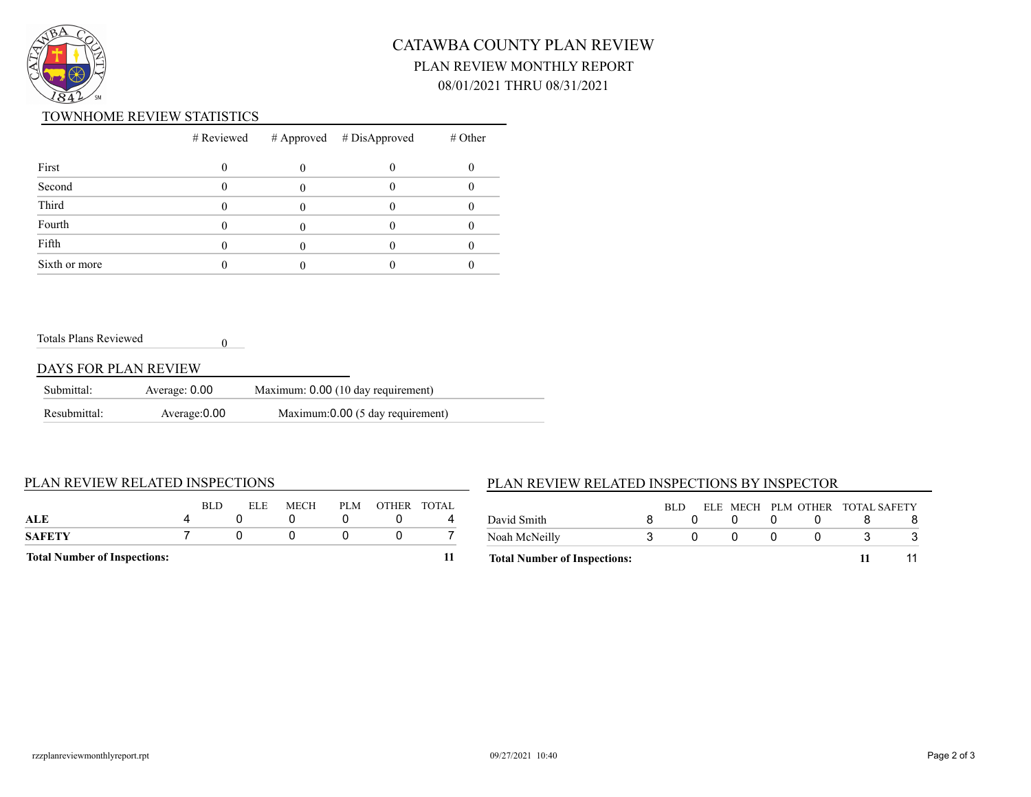# CATAWBA COUNTY PLAN REVIEW

## PLAN REVIEW MONTHLY REPORT

## 08/01/2021 THRU 08/31/2021

### TOWNHOME REVIEW STATISTICS

| | # Reviewed | # Approved | # DisApproved | # Other |
|---|---|---|---|---|
| First | 0 | 0 | 0 | 0 |
| Second | 0 | 0 | 0 | 0 |
| Third | 0 | 0 | 0 | 0 |
| Fourth | 0 | 0 | 0 | 0 |
| Fifth | 0 | 0 | 0 | 0 |
| Sixth or more | 0 | 0 | 0 | 0 |

Totals Plans Reviewed 0

### DAYS FOR PLAN REVIEW

| | | |
|---|---|---|
| Submittal: | Average: 0.00 | Maximum: 0.00 (10 day requirement) |
| Resubmittal: | Average:0.00 | Maximum:0.00 (5 day requirement) |

### PLAN REVIEW RELATED INSPECTIONS

| | BLD | ELE | MECH | PLM | OTHER | TOTAL |
|---|---|---|---|---|---|---|
| **ALE** | 4 | 0 | 0 | 0 | 0 | 4 |
| **SAFETY** | 7 | 0 | 0 | 0 | 0 | 7 |
| **Total Number of Inspections:** | | | | | | **11** |

### PLAN REVIEW RELATED INSPECTIONS BY INSPECTOR

| | BLD | ELE | MECH | PLM | OTHER | TOTAL | SAFETY |
|---|---|---|---|---|---|---|---|
| David Smith | 8 | 0 | 0 | 0 | 0 | 8 | 8 |
| Noah McNeilly | 3 | 0 | 0 | 0 | 0 | 3 | 3 |
| **Total Number of Inspections:** | | | | | | **11** | 11 |

rzzplanreviewmonthlyreport.rpt 09/27/2021 10:40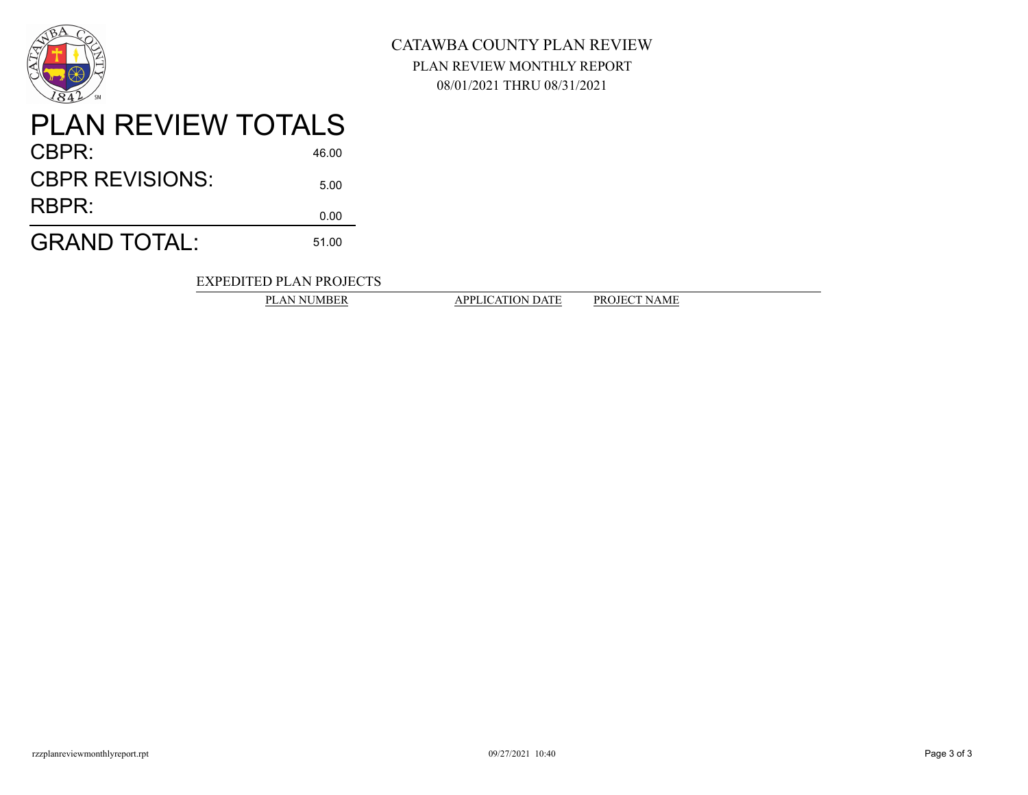CATAWBA COUNTY PLAN REVIEW

PLAN REVIEW MONTHLY REPORT

08/01/2021 THRU 08/31/2021

# PLAN REVIEW TOTALS

| | |
|---|---|
| CBPR: | 46.00 |
| CBPR REVISIONS: | 5.00 |
| RBPR: | 0.00 |
| GRAND TOTAL: | 51.00 |

EXPEDITED PLAN PROJECTS

| PLAN NUMBER | APPLICATION DATE | PROJECT NAME |
|---|---|---|